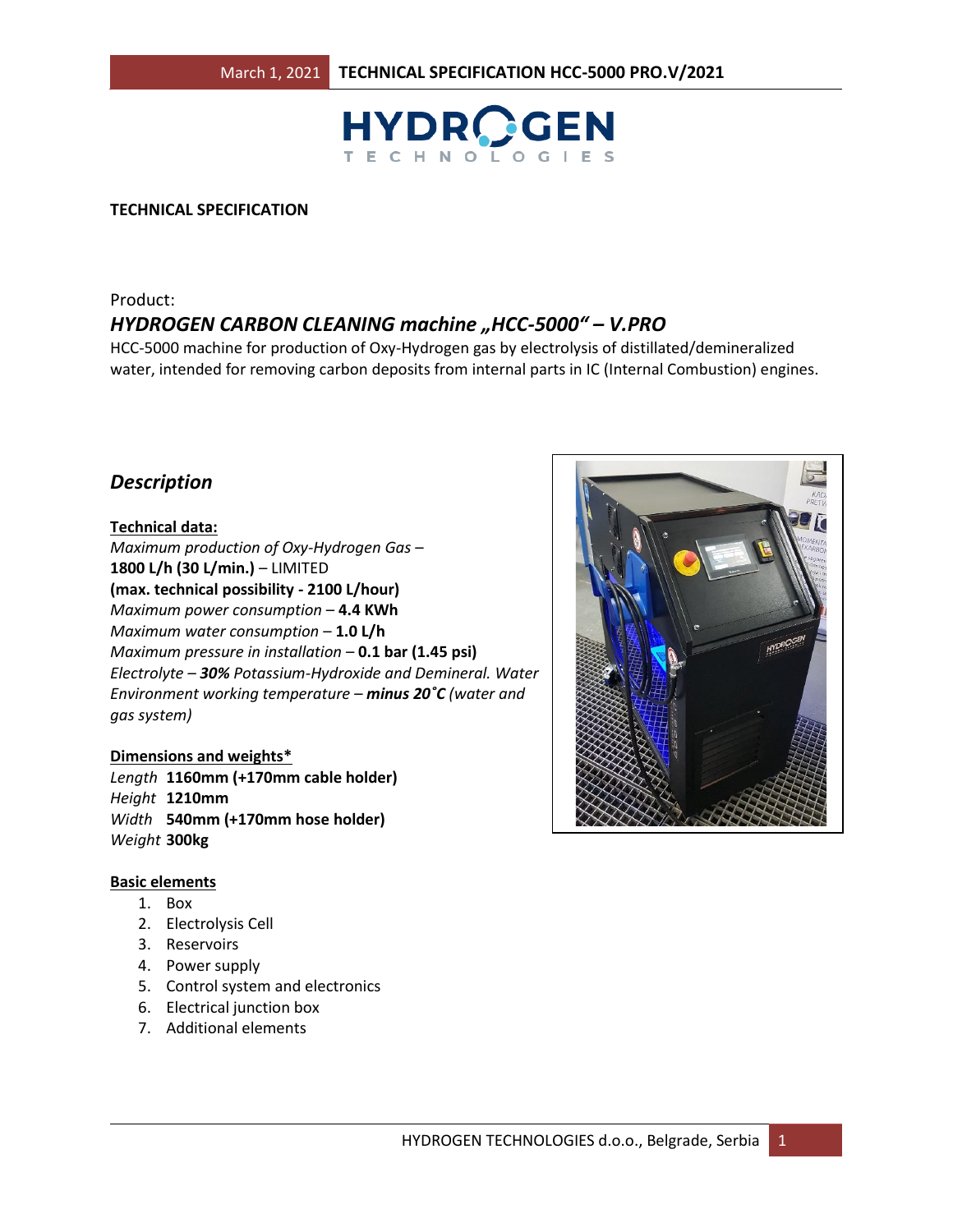**TECHNICAL SPECIFICATION**

Product:

## *HYDROGEN CARBON CLEANING machine „HCC-5000" – V.PRO*

HCC-5000 machine for production of Oxy-Hydrogen gas by electrolysis of distillated/demineralized water, intended for removing carbon deposits from internal parts in IC (Internal Combustion) engines.

## *Description*

**Technical data:**

*Maximum production of Oxy-Hydrogen Gas* – **1800 L/h (30 L/min.)** – LIMITED
**(max. technical possibility - 2100 L/hour)**
*Maximum power consumption* – **4.4 KWh**
*Maximum water consumption* – **1.0 L/h**
*Maximum pressure in installation* – **0.1 bar (1.45 psi)**
*Electrolyte* – ***30%*** *Potassium-Hydroxide and Demineral. Water*
*Environment working temperature* – ***minus 20˚C*** *(water and gas system)*

**Dimensions and weights\***

*Length* **1160mm (+170mm cable holder)**
*Height* **1210mm**
*Width* **540mm (+170mm hose holder)**
*Weight* **300kg**

**Basic elements**

1. Box
2. Electrolysis Cell
3. Reservoirs
4. Power supply
5. Control system and electronics
6. Electrical junction box
7. Additional elements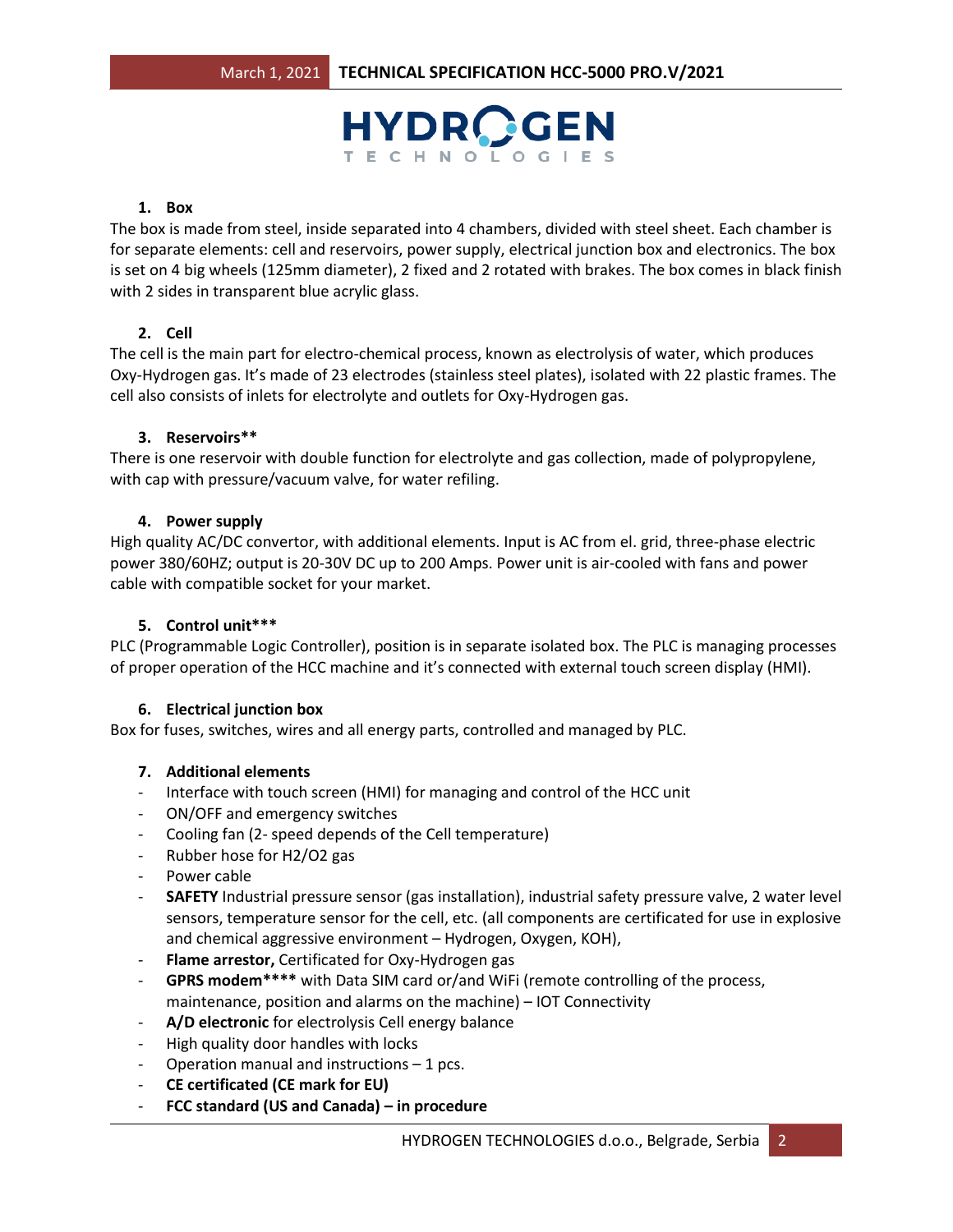### 1. Box

The box is made from steel, inside separated into 4 chambers, divided with steel sheet. Each chamber is for separate elements: cell and reservoirs, power supply, electrical junction box and electronics. The box is set on 4 big wheels (125mm diameter), 2 fixed and 2 rotated with brakes. The box comes in black finish with 2 sides in transparent blue acrylic glass.

### 2. Cell

The cell is the main part for electro-chemical process, known as electrolysis of water, which produces Oxy-Hydrogen gas. It's made of 23 electrodes (stainless steel plates), isolated with 22 plastic frames. The cell also consists of inlets for electrolyte and outlets for Oxy-Hydrogen gas.

### 3. Reservoirs**

There is one reservoir with double function for electrolyte and gas collection, made of polypropylene, with cap with pressure/vacuum valve, for water refiling.

### 4. Power supply

High quality AC/DC convertor, with additional elements. Input is AC from el. grid, three-phase electric power 380/60HZ; output is 20-30V DC up to 200 Amps. Power unit is air-cooled with fans and power cable with compatible socket for your market.

### 5. Control unit***

PLC (Programmable Logic Controller), position is in separate isolated box. The PLC is managing processes of proper operation of the HCC machine and it's connected with external touch screen display (HMI).

### 6. Electrical junction box

Box for fuses, switches, wires and all energy parts, controlled and managed by PLC.

### 7. Additional elements

- Interface with touch screen (HMI) for managing and control of the HCC unit
- ON/OFF and emergency switches
- Cooling fan (2- speed depends of the Cell temperature)
- Rubber hose for $H_2/O_2$ gas
- Power cable
- **SAFETY** Industrial pressure sensor (gas installation), industrial safety pressure valve, 2 water level sensors, temperature sensor for the cell, etc. (all components are certificated for use in explosive and chemical aggressive environment – Hydrogen, Oxygen, KOH),
- **Flame arrestor,** Certificated for Oxy-Hydrogen gas
- **GPRS modem****** with Data SIM card or/and WiFi (remote controlling of the process, maintenance, position and alarms on the machine) – IOT Connectivity
- **A/D electronic** for electrolysis Cell energy balance
- High quality door handles with locks
- Operation manual and instructions – 1 pcs.
- **CE certificated (CE mark for EU)**
- **FCC standard (US and Canada) – in procedure**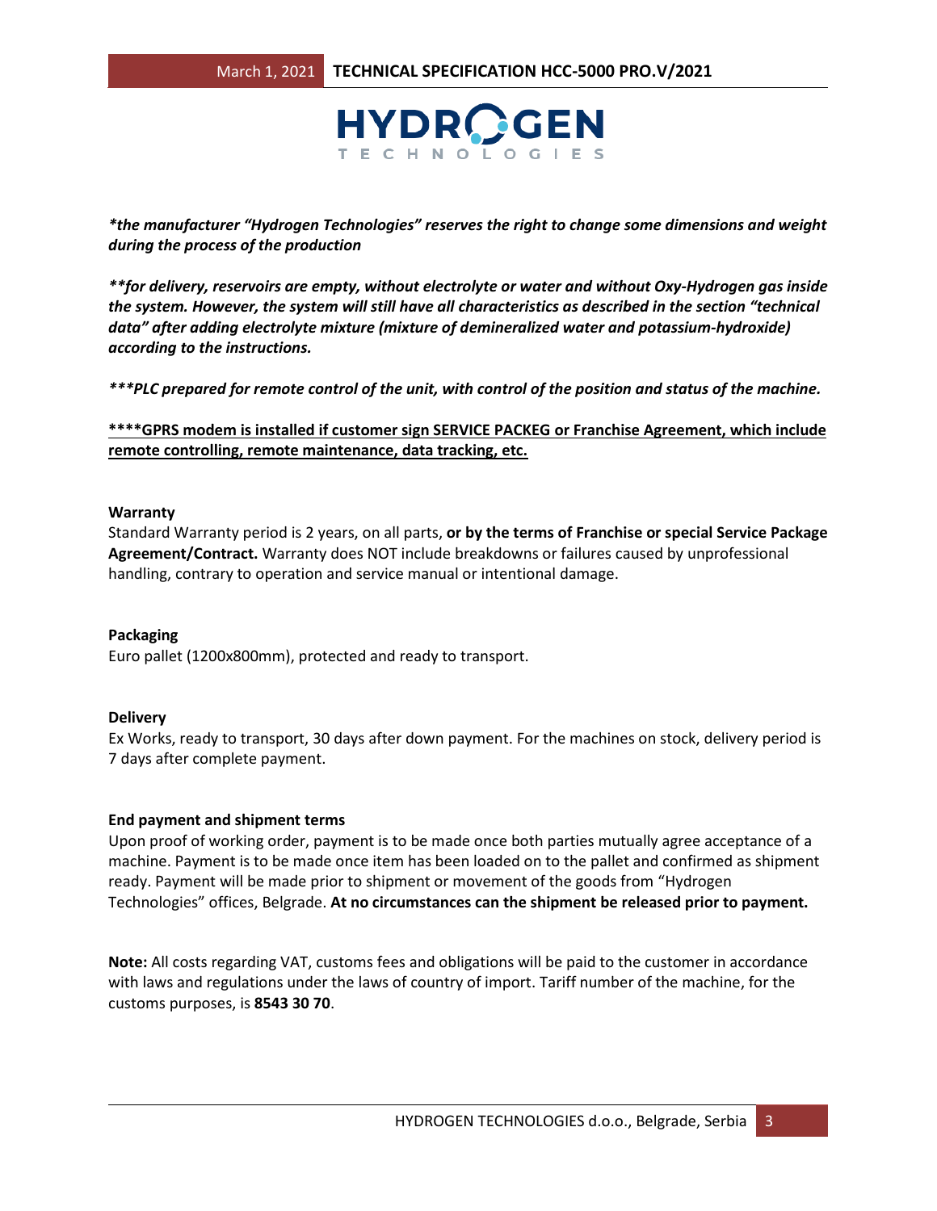*\*the manufacturer "Hydrogen Technologies" reserves the right to change some dimensions and weight during the process of the production*

*\*\*for delivery, reservoirs are empty, without electrolyte or water and without Oxy-Hydrogen gas inside the system. However, the system will still have all characteristics as described in the section "technical data" after adding electrolyte mixture (mixture of demineralized water and potassium-hydroxide) according to the instructions.*

*\*\*\*PLC prepared for remote control of the unit, with control of the position and status of the machine.*

<u>**\*\*\*\*GPRS modem is installed if customer sign SERVICE PACKEG or Franchise Agreement, which include remote controlling, remote maintenance, data tracking, etc.**</u>

**Warranty**

Standard Warranty period is 2 years, on all parts, **or by the terms of Franchise or special Service Package Agreement/Contract.** Warranty does NOT include breakdowns or failures caused by unprofessional handling, contrary to operation and service manual or intentional damage.

**Packaging**

Euro pallet (1200x800mm), protected and ready to transport.

**Delivery**

Ex Works, ready to transport, 30 days after down payment. For the machines on stock, delivery period is 7 days after complete payment.

**End payment and shipment terms**

Upon proof of working order, payment is to be made once both parties mutually agree acceptance of a machine. Payment is to be made once item has been loaded on to the pallet and confirmed as shipment ready. Payment will be made prior to shipment or movement of the goods from "Hydrogen Technologies" offices, Belgrade. **At no circumstances can the shipment be released prior to payment.**

**Note:** All costs regarding VAT, customs fees and obligations will be paid to the customer in accordance with laws and regulations under the laws of country of import. Tariff number of the machine, for the customs purposes, is **8543 30 70**.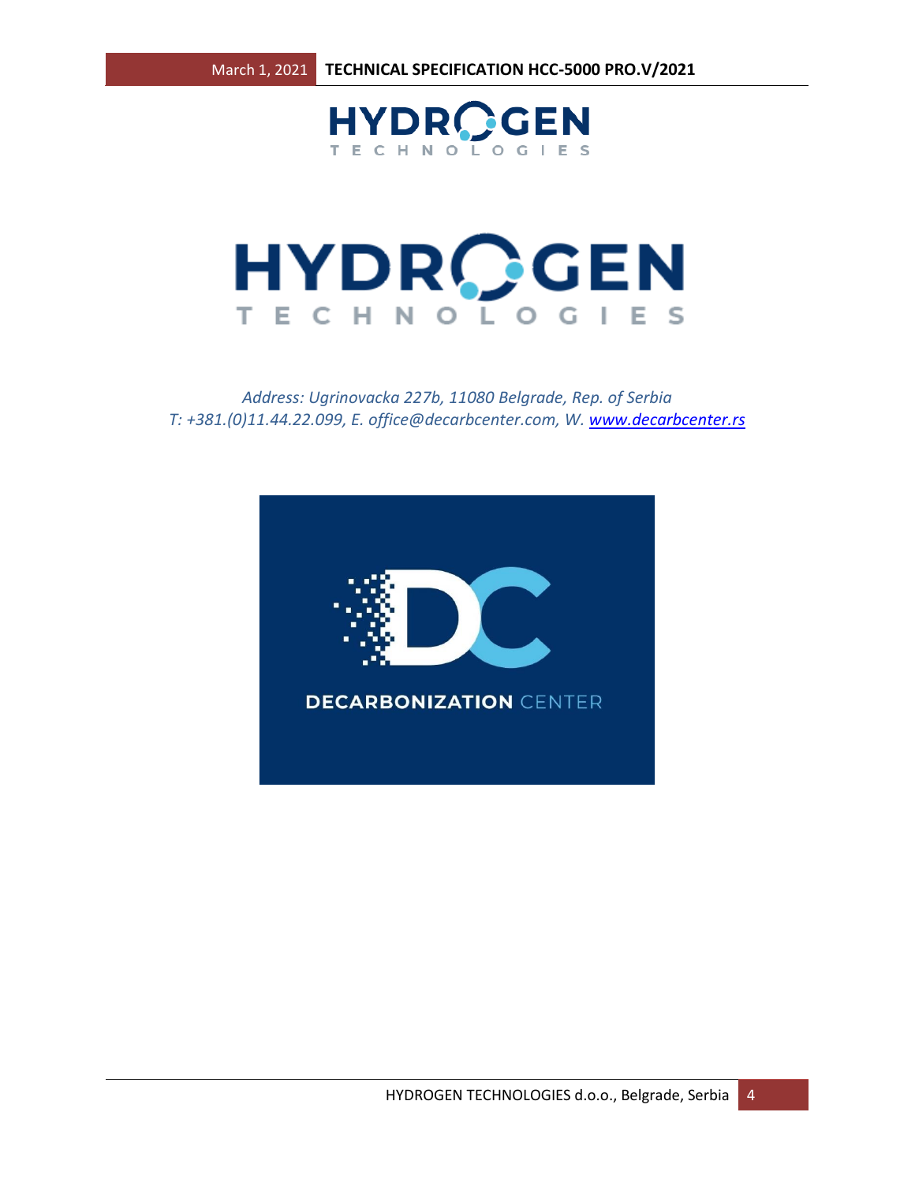HYDROGEN

TECHNOLOGIES

*Address: Ugrinovacka 227b, 11080 Belgrade, Rep. of Serbia*
*T: +381.(0)11.44.22.099, E. office@decarbcenter.com, W. [www.decarbcenter.rs](http://www.decarbcenter.rs)*

DECARBONIZATION CENTER